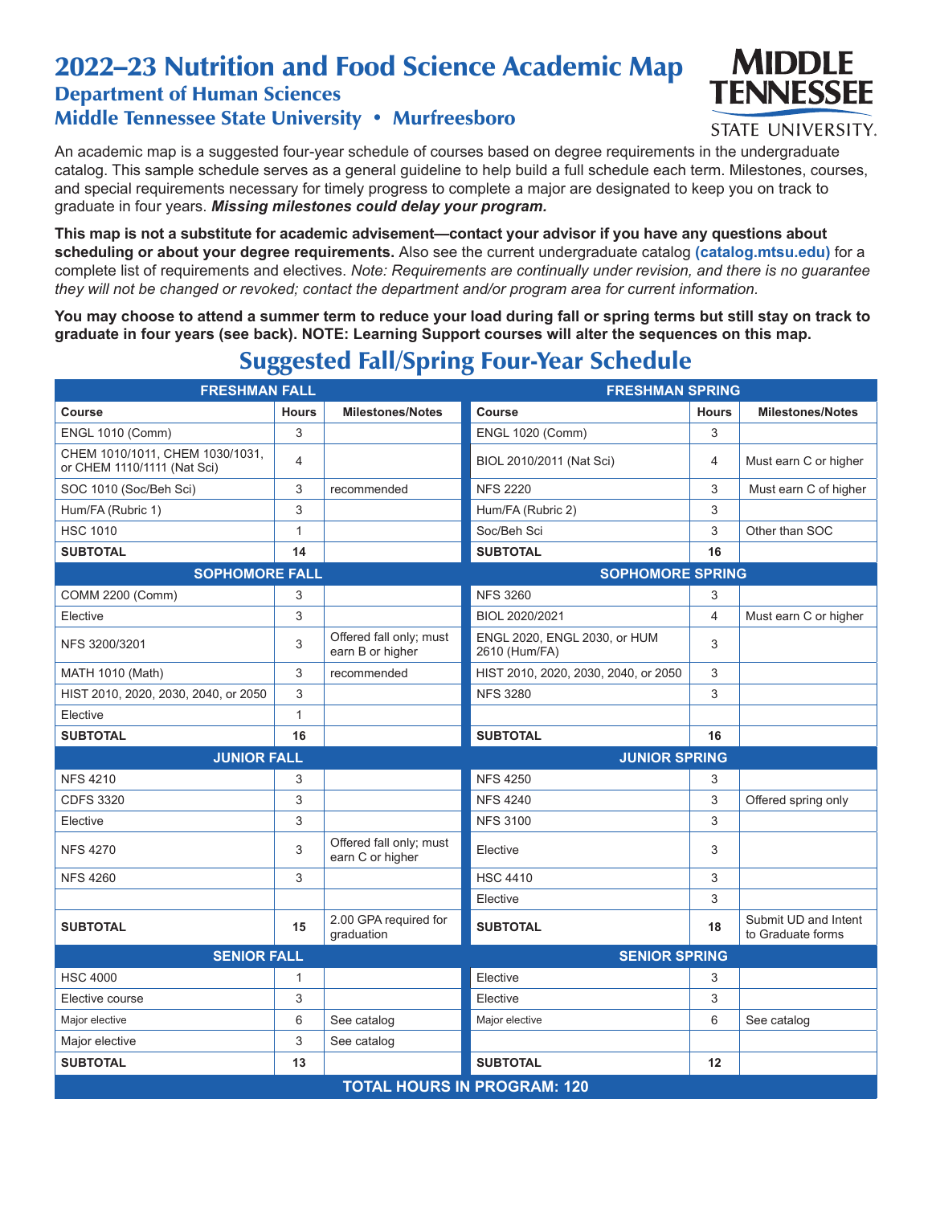// Section note: no image refs were listed for this page, so the MTSU logo is omitted.
# 2022–23 Nutrition and Food Science Academic Map

## Department of Human Sciences

## Middle Tennessee State University • Murfreesboro

An academic map is a suggested four-year schedule of courses based on degree requirements in the undergraduate catalog. This sample schedule serves as a general guideline to help build a full schedule each term. Milestones, courses, and special requirements necessary for timely progress to complete a major are designated to keep you on track to graduate in four years. ***Missing milestones could delay your program.***

**This map is not a substitute for academic advisement—contact your advisor if you have any questions about scheduling or about your degree requirements.** Also see the current undergraduate catalog **(catalog.mtsu.edu)** for a complete list of requirements and electives. *Note: Requirements are continually under revision, and there is no guarantee they will not be changed or revoked; contact the department and/or program area for current information.*

**You may choose to attend a summer term to reduce your load during fall or spring terms but still stay on track to graduate in four years (see back). NOTE: Learning Support courses will alter the sequences on this map.**

## Suggested Fall/Spring Four-Year Schedule

| **FRESHMAN FALL** | | | **FRESHMAN SPRING** | | |
|---|---|---|---|---|---|
| **Course** | **Hours** | **Milestones/Notes** | **Course** | **Hours** | **Milestones/Notes** |
| ENGL 1010 (Comm) | 3 | | ENGL 1020 (Comm) | 3 | |
| CHEM 1010/1011, CHEM 1030/1031, or CHEM 1110/1111 (Nat Sci) | 4 | | BIOL 2010/2011 (Nat Sci) | 4 | Must earn C or higher |
| SOC 1010 (Soc/Beh Sci) | 3 | recommended | NFS 2220 | 3 | Must earn C of higher |
| Hum/FA (Rubric 1) | 3 | | Hum/FA (Rubric 2) | 3 | |
| HSC 1010 | 1 | | Soc/Beh Sci | 3 | Other than SOC |
| **SUBTOTAL** | **14** | | **SUBTOTAL** | **16** | |
| **SOPHOMORE FALL** | | | **SOPHOMORE SPRING** | | |
| COMM 2200 (Comm) | 3 | | NFS 3260 | 3 | |
| Elective | 3 | | BIOL 2020/2021 | 4 | Must earn C or higher |
| NFS 3200/3201 | 3 | Offered fall only; must earn B or higher | ENGL 2020, ENGL 2030, or HUM 2610 (Hum/FA) | 3 | |
| MATH 1010 (Math) | 3 | recommended | HIST 2010, 2020, 2030, 2040, or 2050 | 3 | |
| HIST 2010, 2020, 2030, 2040, or 2050 | 3 | | NFS 3280 | 3 | |
| Elective | 1 | | | | |
| **SUBTOTAL** | **16** | | **SUBTOTAL** | **16** | |
| **JUNIOR FALL** | | | **JUNIOR SPRING** | | |
| NFS 4210 | 3 | | NFS 4250 | 3 | |
| CDFS 3320 | 3 | | NFS 4240 | 3 | Offered spring only |
| Elective | 3 | | NFS 3100 | 3 | |
| NFS 4270 | 3 | Offered fall only; must earn C or higher | Elective | 3 | |
| NFS 4260 | 3 | | HSC 4410 | 3 | |
| | | | Elective | 3 | |
| **SUBTOTAL** | **15** | 2.00 GPA required for graduation | **SUBTOTAL** | **18** | Submit UD and Intent to Graduate forms |
| **SENIOR FALL** | | | **SENIOR SPRING** | | |
| HSC 4000 | 1 | | Elective | 3 | |
| Elective course | 3 | | Elective | 3 | |
| Major elective | 6 | See catalog | Major elective | 6 | See catalog |
| Major elective | 3 | See catalog | | | |
| **SUBTOTAL** | **13** | | **SUBTOTAL** | **12** | |
| **TOTAL HOURS IN PROGRAM: 120** | | | | | |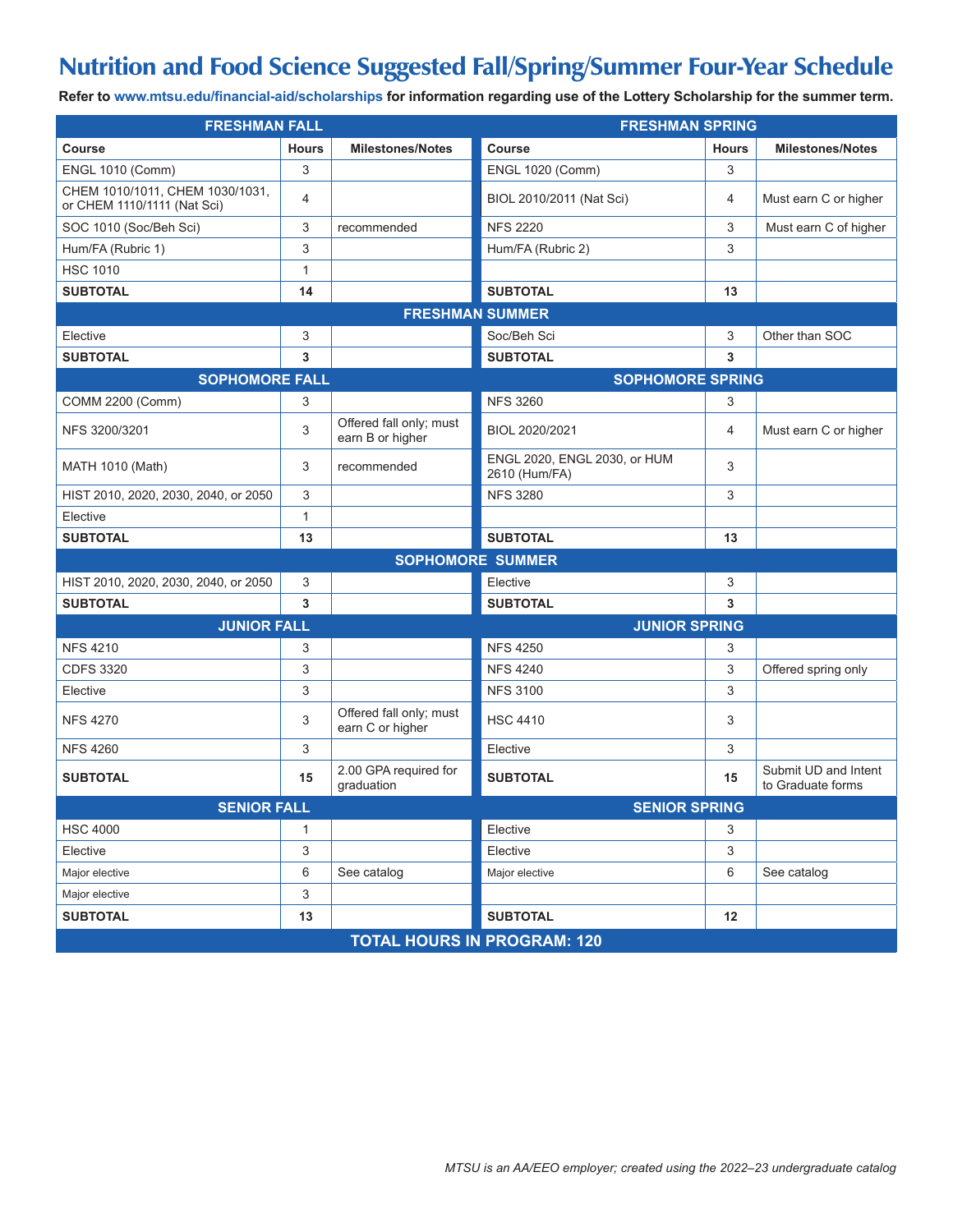# Nutrition and Food Science Suggested Fall/Spring/Summer Four-Year Schedule

**Refer to www.mtsu.edu/financial-aid/scholarships for information regarding use of the Lottery Scholarship for the summer term.**

| **FRESHMAN FALL** | | | **FRESHMAN SPRING** | | |
|---|---|---|---|---|---|
| **Course** | **Hours** | **Milestones/Notes** | **Course** | **Hours** | **Milestones/Notes** |
| ENGL 1010 (Comm) | 3 | | ENGL 1020 (Comm) | 3 | |
| CHEM 1010/1011, CHEM 1030/1031, or CHEM 1110/1111 (Nat Sci) | 4 | | BIOL 2010/2011 (Nat Sci) | 4 | Must earn C or higher |
| SOC 1010 (Soc/Beh Sci) | 3 | recommended | NFS 2220 | 3 | Must earn C of higher |
| Hum/FA (Rubric 1) | 3 | | Hum/FA (Rubric 2) | 3 | |
| HSC 1010 | 1 | | | | |
| **SUBTOTAL** | **14** | | **SUBTOTAL** | **13** | |
| **FRESHMAN SUMMER** | | | | | |
| Elective | 3 | | Soc/Beh Sci | 3 | Other than SOC |
| **SUBTOTAL** | **3** | | **SUBTOTAL** | **3** | |
| **SOPHOMORE FALL** | | | **SOPHOMORE SPRING** | | |
| COMM 2200 (Comm) | 3 | | NFS 3260 | 3 | |
| NFS 3200/3201 | 3 | Offered fall only; must earn B or higher | BIOL 2020/2021 | 4 | Must earn C or higher |
| MATH 1010 (Math) | 3 | recommended | ENGL 2020, ENGL 2030, or HUM 2610 (Hum/FA) | 3 | |
| HIST 2010, 2020, 2030, 2040, or 2050 | 3 | | NFS 3280 | 3 | |
| Elective | 1 | | | | |
| **SUBTOTAL** | **13** | | **SUBTOTAL** | **13** | |
| **SOPHOMORE SUMMER** | | | | | |
| HIST 2010, 2020, 2030, 2040, or 2050 | 3 | | Elective | 3 | |
| **SUBTOTAL** | **3** | | **SUBTOTAL** | **3** | |
| **JUNIOR FALL** | | | **JUNIOR SPRING** | | |
| NFS 4210 | 3 | | NFS 4250 | 3 | |
| CDFS 3320 | 3 | | NFS 4240 | 3 | Offered spring only |
| Elective | 3 | | NFS 3100 | 3 | |
| NFS 4270 | 3 | Offered fall only; must earn C or higher | HSC 4410 | 3 | |
| NFS 4260 | 3 | | Elective | 3 | |
| **SUBTOTAL** | **15** | 2.00 GPA required for graduation | **SUBTOTAL** | **15** | Submit UD and Intent to Graduate forms |
| **SENIOR FALL** | | | **SENIOR SPRING** | | |
| HSC 4000 | 1 | | Elective | 3 | |
| Elective | 3 | | Elective | 3 | |
| Major elective | 6 | See catalog | Major elective | 6 | See catalog |
| Major elective | 3 | | | | |
| **SUBTOTAL** | **13** | | **SUBTOTAL** | **12** | |
| **TOTAL HOURS IN PROGRAM: 120** | | | | | |

*MTSU is an AA/EEO employer; created using the 2022–23 undergraduate catalog*